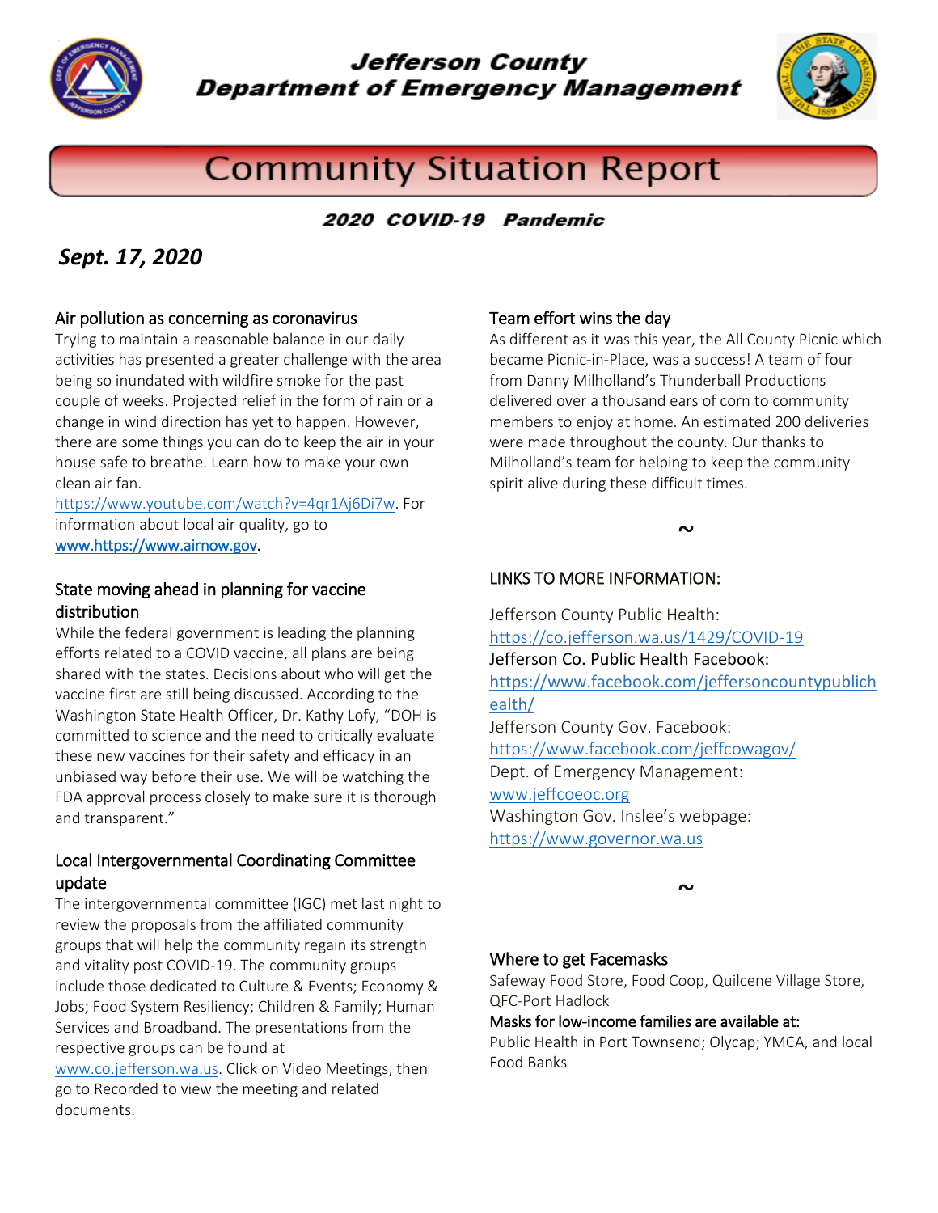# Jefferson County Department of Emergency Management

## Community Situation Report

**2020 COVID-19 Pandemic**

***Sept. 17, 2020***

### Air pollution as concerning as coronavirus

Trying to maintain a reasonable balance in our daily activities has presented a greater challenge with the area being so inundated with wildfire smoke for the past couple of weeks. Projected relief in the form of rain or a change in wind direction has yet to happen. However, there are some things you can do to keep the air in your house safe to breathe. Learn how to make your own clean air fan. https://www.youtube.com/watch?v=4qr1Aj6Di7w. For information about local air quality, go to www.https://www.airnow.gov.

### State moving ahead in planning for vaccine distribution

While the federal government is leading the planning efforts related to a COVID vaccine, all plans are being shared with the states. Decisions about who will get the vaccine first are still being discussed. According to the Washington State Health Officer, Dr. Kathy Lofy, "DOH is committed to science and the need to critically evaluate these new vaccines for their safety and efficacy in an unbiased way before their use. We will be watching the FDA approval process closely to make sure it is thorough and transparent."

### Local Intergovernmental Coordinating Committee update

The intergovernmental committee (IGC) met last night to review the proposals from the affiliated community groups that will help the community regain its strength and vitality post COVID-19. The community groups include those dedicated to Culture & Events; Economy & Jobs; Food System Resiliency; Children & Family; Human Services and Broadband. The presentations from the respective groups can be found at www.co.jefferson.wa.us. Click on Video Meetings, then go to Recorded to view the meeting and related documents.

### Team effort wins the day

As different as it was this year, the All County Picnic which became Picnic-in-Place, was a success! A team of four from Danny Milholland's Thunderball Productions delivered over a thousand ears of corn to community members to enjoy at home. An estimated 200 deliveries were made throughout the county. Our thanks to Milholland's team for helping to keep the community spirit alive during these difficult times.

~

### LINKS TO MORE INFORMATION:

Jefferson County Public Health:
https://co.jefferson.wa.us/1429/COVID-19
Jefferson Co. Public Health Facebook:
https://www.facebook.com/jeffersoncountypublichealth/
Jefferson County Gov. Facebook:
https://www.facebook.com/jeffcowagov/
Dept. of Emergency Management:
www.jeffcoeoc.org
Washington Gov. Inslee's webpage:
https://www.governor.wa.us

~

### Where to get Facemasks

Safeway Food Store, Food Coop, Quilcene Village Store, QFC-Port Hadlock

Masks for low-income families are available at:
Public Health in Port Townsend; Olycap; YMCA, and local Food Banks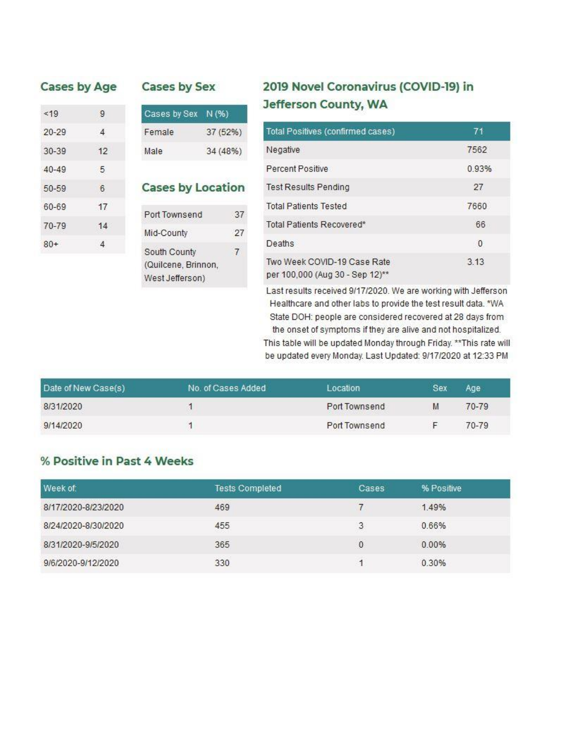## Cases by Age

| | |
|---|---|
| <19 | 9 |
| 20-29 | 4 |
| 30-39 | 12 |
| 40-49 | 5 |
| 50-59 | 6 |
| 60-69 | 17 |
| 70-79 | 14 |
| 80+ | 4 |

## Cases by Sex

| Cases by Sex | N (%) |
|---|---|
| Female | 37 (52%) |
| Male | 34 (48%) |

## Cases by Location

| | |
|---|---|
| Port Townsend | 37 |
| Mid-County | 27 |
| South County (Quilcene, Brinnon, West Jefferson) | 7 |

## 2019 Novel Coronavirus (COVID-19) in Jefferson County, WA

| Total Positives (confirmed cases) | 71 |
|---|---|
| Negative | 7562 |
| Percent Positive | 0.93% |
| Test Results Pending | 27 |
| Total Patients Tested | 7660 |
| Total Patients Recovered* | 66 |
| Deaths | 0 |
| Two Week COVID-19 Case Rate per 100,000 (Aug 30 - Sep 12)** | 3.13 |

Last results received 9/17/2020. We are working with Jefferson Healthcare and other labs to provide the test result data. *WA State DOH: people are considered recovered at 28 days from the onset of symptoms if they are alive and not hospitalized. This table will be updated Monday through Friday. **This rate will be updated every Monday. Last Updated: 9/17/2020 at 12:33 PM

| Date of New Case(s) | No. of Cases Added | Location | Sex | Age |
|---|---|---|---|---|
| 8/31/2020 | 1 | Port Townsend | M | 70-79 |
| 9/14/2020 | 1 | Port Townsend | F | 70-79 |

## % Positive in Past 4 Weeks

| Week of: | Tests Completed | Cases | % Positive |
|---|---|---|---|
| 8/17/2020-8/23/2020 | 469 | 7 | 1.49% |
| 8/24/2020-8/30/2020 | 455 | 3 | 0.66% |
| 8/31/2020-9/5/2020 | 365 | 0 | 0.00% |
| 9/6/2020-9/12/2020 | 330 | 1 | 0.30% |